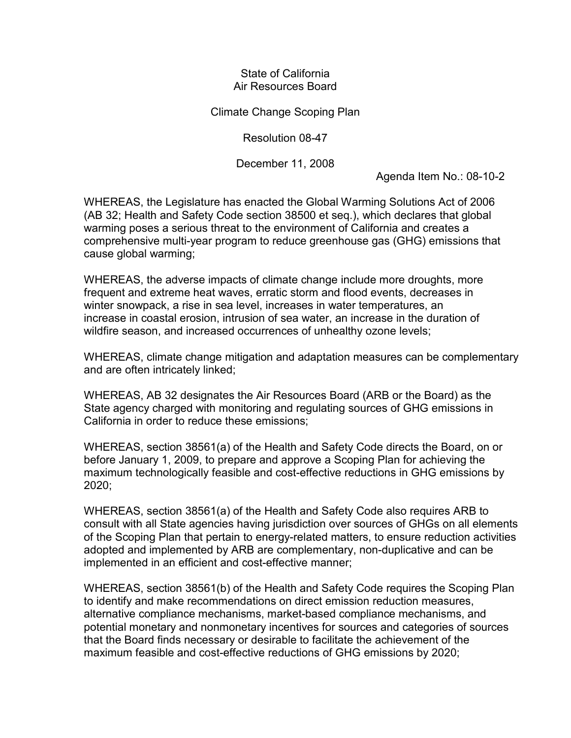State of California
Air Resources Board

Climate Change Scoping Plan

Resolution 08-47

December 11, 2008

Agenda Item No.: 08-10-2

WHEREAS, the Legislature has enacted the Global Warming Solutions Act of 2006 (AB 32; Health and Safety Code section 38500 et seq.), which declares that global warming poses a serious threat to the environment of California and creates a comprehensive multi-year program to reduce greenhouse gas (GHG) emissions that cause global warming;

WHEREAS, the adverse impacts of climate change include more droughts, more frequent and extreme heat waves, erratic storm and flood events, decreases in winter snowpack, a rise in sea level, increases in water temperatures, an increase in coastal erosion, intrusion of sea water, an increase in the duration of wildfire season, and increased occurrences of unhealthy ozone levels;

WHEREAS, climate change mitigation and adaptation measures can be complementary and are often intricately linked;

WHEREAS, AB 32 designates the Air Resources Board (ARB or the Board) as the State agency charged with monitoring and regulating sources of GHG emissions in California in order to reduce these emissions;

WHEREAS, section 38561(a) of the Health and Safety Code directs the Board, on or before January 1, 2009, to prepare and approve a Scoping Plan for achieving the maximum technologically feasible and cost-effective reductions in GHG emissions by 2020;

WHEREAS, section 38561(a) of the Health and Safety Code also requires ARB to consult with all State agencies having jurisdiction over sources of GHGs on all elements of the Scoping Plan that pertain to energy-related matters, to ensure reduction activities adopted and implemented by ARB are complementary, non-duplicative and can be implemented in an efficient and cost-effective manner;

WHEREAS, section 38561(b) of the Health and Safety Code requires the Scoping Plan to identify and make recommendations on direct emission reduction measures, alternative compliance mechanisms, market-based compliance mechanisms, and potential monetary and nonmonetary incentives for sources and categories of sources that the Board finds necessary or desirable to facilitate the achievement of the maximum feasible and cost-effective reductions of GHG emissions by 2020;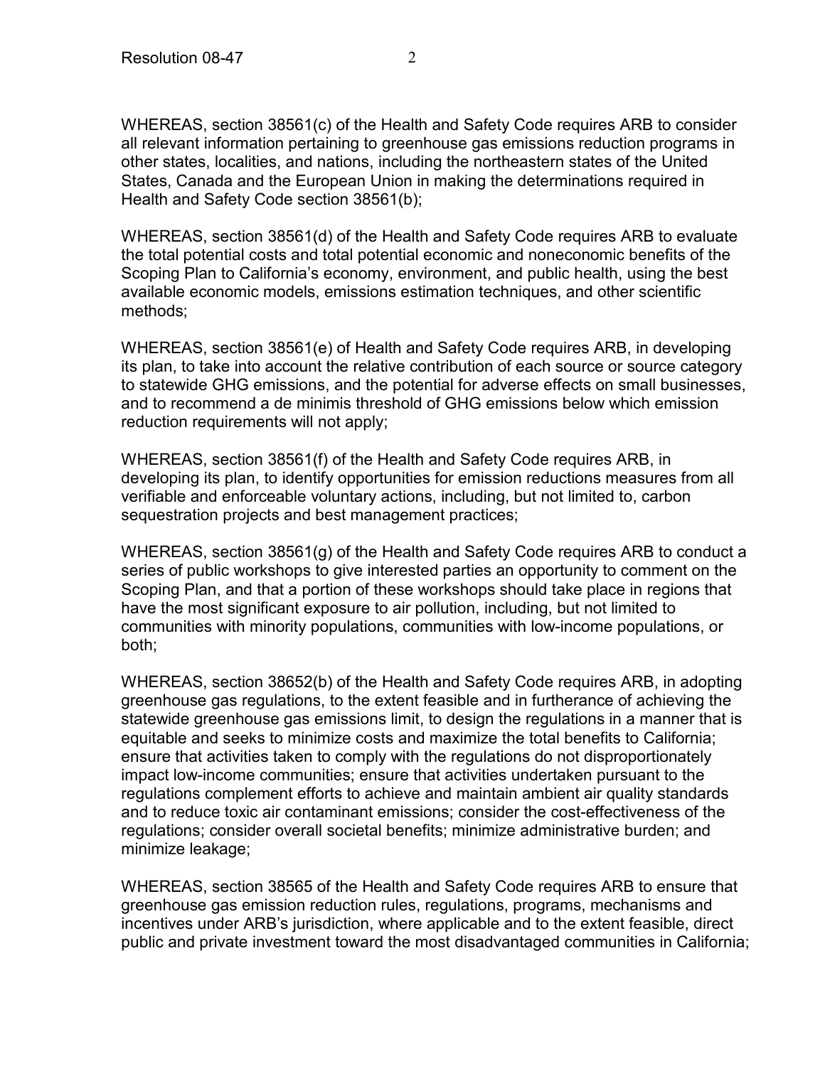WHEREAS, section 38561(c) of the Health and Safety Code requires ARB to consider all relevant information pertaining to greenhouse gas emissions reduction programs in other states, localities, and nations, including the northeastern states of the United States, Canada and the European Union in making the determinations required in Health and Safety Code section 38561(b);

WHEREAS, section 38561(d) of the Health and Safety Code requires ARB to evaluate the total potential costs and total potential economic and noneconomic benefits of the Scoping Plan to California's economy, environment, and public health, using the best available economic models, emissions estimation techniques, and other scientific methods;

WHEREAS, section 38561(e) of Health and Safety Code requires ARB, in developing its plan, to take into account the relative contribution of each source or source category to statewide GHG emissions, and the potential for adverse effects on small businesses, and to recommend a de minimis threshold of GHG emissions below which emission reduction requirements will not apply;

WHEREAS, section 38561(f) of the Health and Safety Code requires ARB, in developing its plan, to identify opportunities for emission reductions measures from all verifiable and enforceable voluntary actions, including, but not limited to, carbon sequestration projects and best management practices;

WHEREAS, section 38561(g) of the Health and Safety Code requires ARB to conduct a series of public workshops to give interested parties an opportunity to comment on the Scoping Plan, and that a portion of these workshops should take place in regions that have the most significant exposure to air pollution, including, but not limited to communities with minority populations, communities with low-income populations, or both;

WHEREAS, section 38652(b) of the Health and Safety Code requires ARB, in adopting greenhouse gas regulations, to the extent feasible and in furtherance of achieving the statewide greenhouse gas emissions limit, to design the regulations in a manner that is equitable and seeks to minimize costs and maximize the total benefits to California; ensure that activities taken to comply with the regulations do not disproportionately impact low-income communities; ensure that activities undertaken pursuant to the regulations complement efforts to achieve and maintain ambient air quality standards and to reduce toxic air contaminant emissions; consider the cost-effectiveness of the regulations; consider overall societal benefits; minimize administrative burden; and minimize leakage;

WHEREAS, section 38565 of the Health and Safety Code requires ARB to ensure that greenhouse gas emission reduction rules, regulations, programs, mechanisms and incentives under ARB's jurisdiction, where applicable and to the extent feasible, direct public and private investment toward the most disadvantaged communities in California;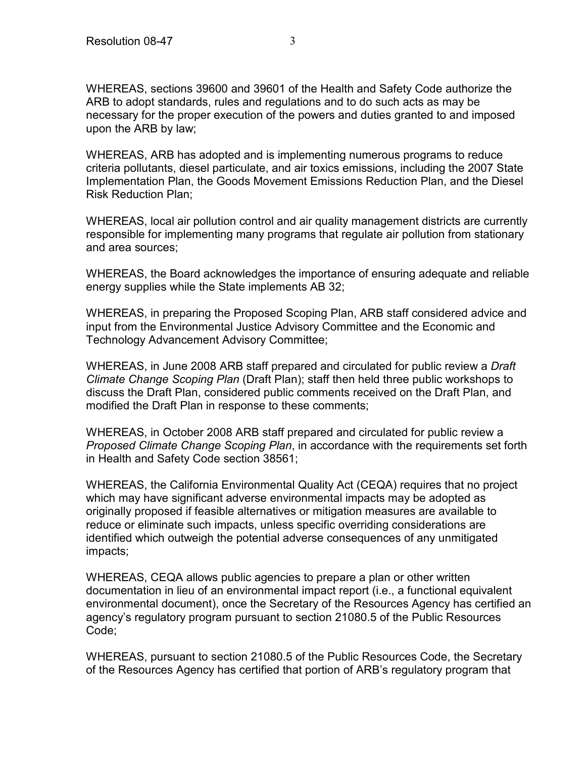WHEREAS, sections 39600 and 39601 of the Health and Safety Code authorize the ARB to adopt standards, rules and regulations and to do such acts as may be necessary for the proper execution of the powers and duties granted to and imposed upon the ARB by law;

WHEREAS, ARB has adopted and is implementing numerous programs to reduce criteria pollutants, diesel particulate, and air toxics emissions, including the 2007 State Implementation Plan, the Goods Movement Emissions Reduction Plan, and the Diesel Risk Reduction Plan;

WHEREAS, local air pollution control and air quality management districts are currently responsible for implementing many programs that regulate air pollution from stationary and area sources;

WHEREAS, the Board acknowledges the importance of ensuring adequate and reliable energy supplies while the State implements AB 32;

WHEREAS, in preparing the Proposed Scoping Plan, ARB staff considered advice and input from the Environmental Justice Advisory Committee and the Economic and Technology Advancement Advisory Committee;

WHEREAS, in June 2008 ARB staff prepared and circulated for public review a *Draft Climate Change Scoping Plan* (Draft Plan); staff then held three public workshops to discuss the Draft Plan, considered public comments received on the Draft Plan, and modified the Draft Plan in response to these comments;

WHEREAS, in October 2008 ARB staff prepared and circulated for public review a *Proposed Climate Change Scoping Plan*, in accordance with the requirements set forth in Health and Safety Code section 38561;

WHEREAS, the California Environmental Quality Act (CEQA) requires that no project which may have significant adverse environmental impacts may be adopted as originally proposed if feasible alternatives or mitigation measures are available to reduce or eliminate such impacts, unless specific overriding considerations are identified which outweigh the potential adverse consequences of any unmitigated impacts;

WHEREAS, CEQA allows public agencies to prepare a plan or other written documentation in lieu of an environmental impact report (i.e., a functional equivalent environmental document), once the Secretary of the Resources Agency has certified an agency's regulatory program pursuant to section 21080.5 of the Public Resources Code;

WHEREAS, pursuant to section 21080.5 of the Public Resources Code, the Secretary of the Resources Agency has certified that portion of ARB's regulatory program that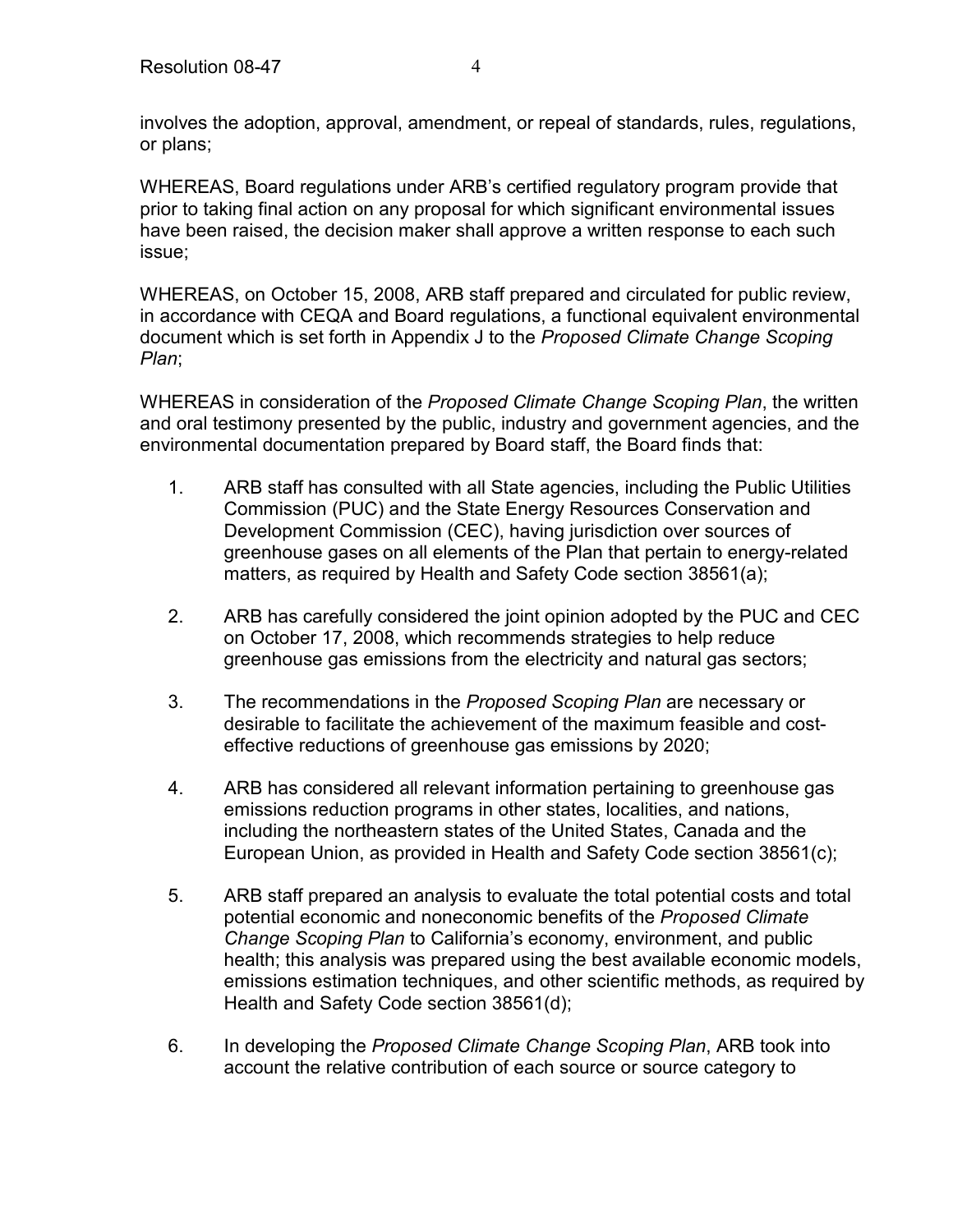involves the adoption, approval, amendment, or repeal of standards, rules, regulations, or plans;

WHEREAS, Board regulations under ARB's certified regulatory program provide that prior to taking final action on any proposal for which significant environmental issues have been raised, the decision maker shall approve a written response to each such issue;

WHEREAS, on October 15, 2008, ARB staff prepared and circulated for public review, in accordance with CEQA and Board regulations, a functional equivalent environmental document which is set forth in Appendix J to the *Proposed Climate Change Scoping Plan*;

WHEREAS in consideration of the *Proposed Climate Change Scoping Plan*, the written and oral testimony presented by the public, industry and government agencies, and the environmental documentation prepared by Board staff, the Board finds that:

1. ARB staff has consulted with all State agencies, including the Public Utilities Commission (PUC) and the State Energy Resources Conservation and Development Commission (CEC), having jurisdiction over sources of greenhouse gases on all elements of the Plan that pertain to energy-related matters, as required by Health and Safety Code section 38561(a);

2. ARB has carefully considered the joint opinion adopted by the PUC and CEC on October 17, 2008, which recommends strategies to help reduce greenhouse gas emissions from the electricity and natural gas sectors;

3. The recommendations in the *Proposed Scoping Plan* are necessary or desirable to facilitate the achievement of the maximum feasible and cost-effective reductions of greenhouse gas emissions by 2020;

4. ARB has considered all relevant information pertaining to greenhouse gas emissions reduction programs in other states, localities, and nations, including the northeastern states of the United States, Canada and the European Union, as provided in Health and Safety Code section 38561(c);

5. ARB staff prepared an analysis to evaluate the total potential costs and total potential economic and noneconomic benefits of the *Proposed Climate Change Scoping Plan* to California's economy, environment, and public health; this analysis was prepared using the best available economic models, emissions estimation techniques, and other scientific methods, as required by Health and Safety Code section 38561(d);

6. In developing the *Proposed Climate Change Scoping Plan*, ARB took into account the relative contribution of each source or source category to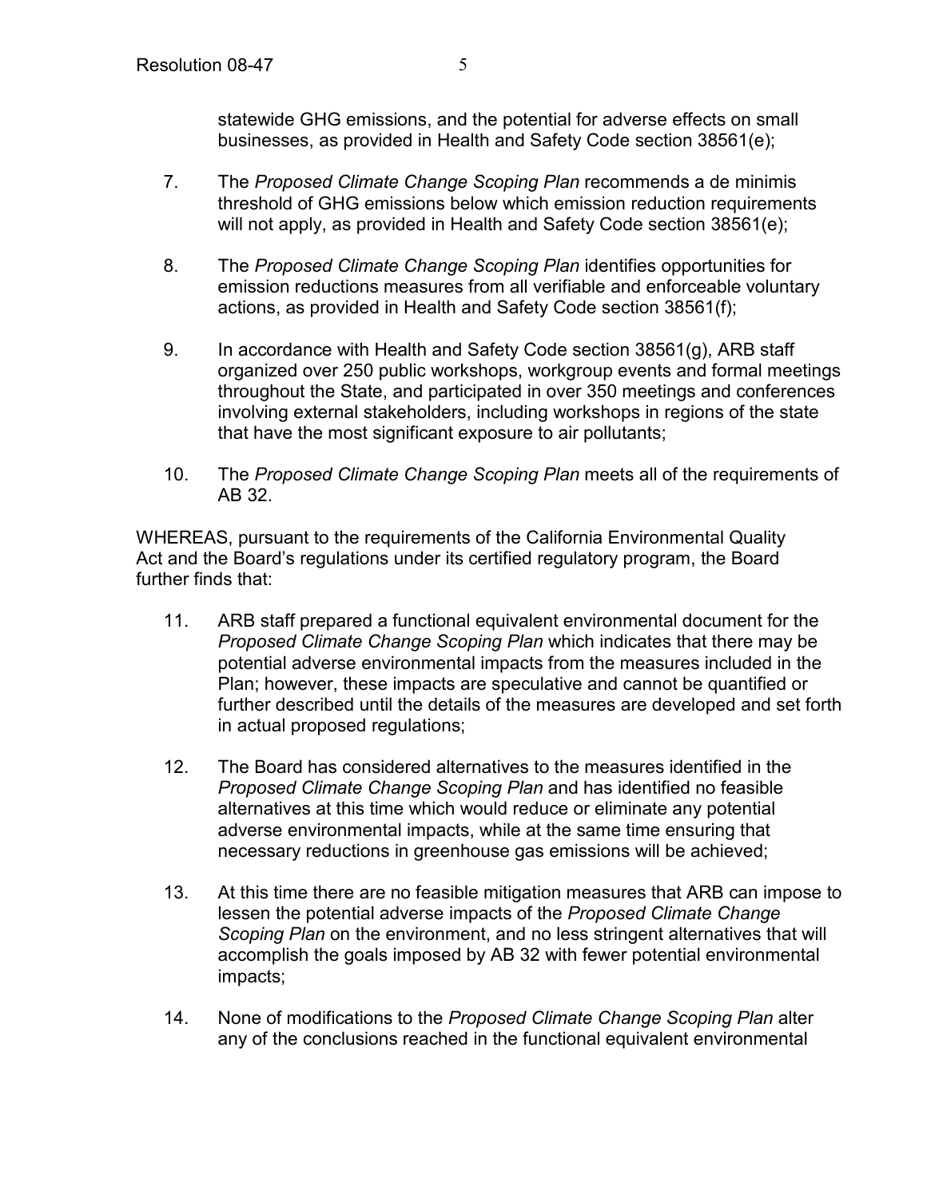statewide GHG emissions, and the potential for adverse effects on small businesses, as provided in Health and Safety Code section 38561(e);

7. The *Proposed Climate Change Scoping Plan* recommends a de minimis threshold of GHG emissions below which emission reduction requirements will not apply, as provided in Health and Safety Code section 38561(e);

8. The *Proposed Climate Change Scoping Plan* identifies opportunities for emission reductions measures from all verifiable and enforceable voluntary actions, as provided in Health and Safety Code section 38561(f);

9. In accordance with Health and Safety Code section 38561(g), ARB staff organized over 250 public workshops, workgroup events and formal meetings throughout the State, and participated in over 350 meetings and conferences involving external stakeholders, including workshops in regions of the state that have the most significant exposure to air pollutants;

10. The *Proposed Climate Change Scoping Plan* meets all of the requirements of AB 32.

WHEREAS, pursuant to the requirements of the California Environmental Quality Act and the Board's regulations under its certified regulatory program, the Board further finds that:

11. ARB staff prepared a functional equivalent environmental document for the *Proposed Climate Change Scoping Plan* which indicates that there may be potential adverse environmental impacts from the measures included in the Plan; however, these impacts are speculative and cannot be quantified or further described until the details of the measures are developed and set forth in actual proposed regulations;

12. The Board has considered alternatives to the measures identified in the *Proposed Climate Change Scoping Plan* and has identified no feasible alternatives at this time which would reduce or eliminate any potential adverse environmental impacts, while at the same time ensuring that necessary reductions in greenhouse gas emissions will be achieved;

13. At this time there are no feasible mitigation measures that ARB can impose to lessen the potential adverse impacts of the *Proposed Climate Change Scoping Plan* on the environment, and no less stringent alternatives that will accomplish the goals imposed by AB 32 with fewer potential environmental impacts;

14. None of modifications to the *Proposed Climate Change Scoping Plan* alter any of the conclusions reached in the functional equivalent environmental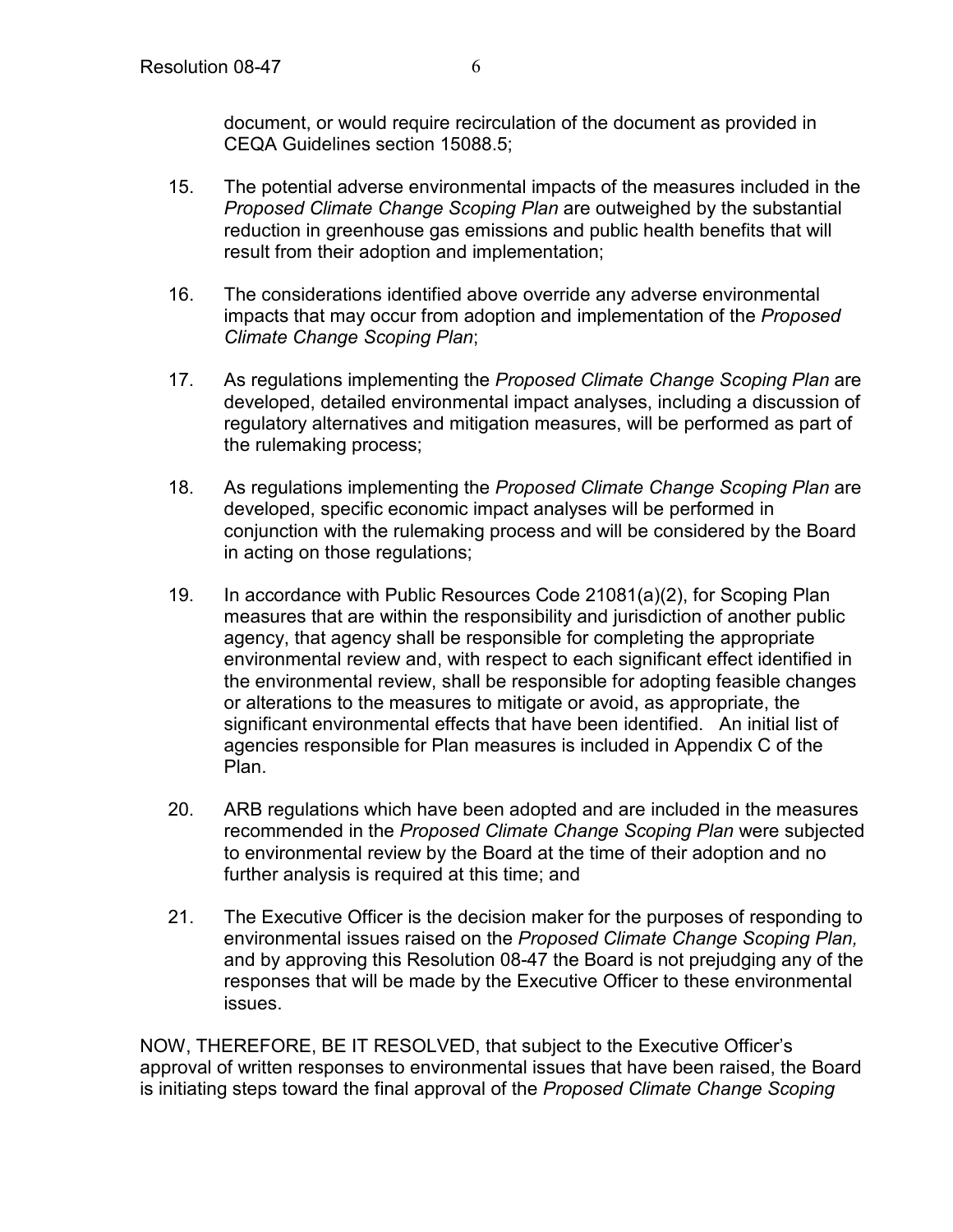document, or would require recirculation of the document as provided in CEQA Guidelines section 15088.5;

15. The potential adverse environmental impacts of the measures included in the *Proposed Climate Change Scoping Plan* are outweighed by the substantial reduction in greenhouse gas emissions and public health benefits that will result from their adoption and implementation;

16. The considerations identified above override any adverse environmental impacts that may occur from adoption and implementation of the *Proposed Climate Change Scoping Plan*;

17. As regulations implementing the *Proposed Climate Change Scoping Plan* are developed, detailed environmental impact analyses, including a discussion of regulatory alternatives and mitigation measures, will be performed as part of the rulemaking process;

18. As regulations implementing the *Proposed Climate Change Scoping Plan* are developed, specific economic impact analyses will be performed in conjunction with the rulemaking process and will be considered by the Board in acting on those regulations;

19. In accordance with Public Resources Code 21081(a)(2), for Scoping Plan measures that are within the responsibility and jurisdiction of another public agency, that agency shall be responsible for completing the appropriate environmental review and, with respect to each significant effect identified in the environmental review, shall be responsible for adopting feasible changes or alterations to the measures to mitigate or avoid, as appropriate, the significant environmental effects that have been identified. An initial list of agencies responsible for Plan measures is included in Appendix C of the Plan.

20. ARB regulations which have been adopted and are included in the measures recommended in the *Proposed Climate Change Scoping Plan* were subjected to environmental review by the Board at the time of their adoption and no further analysis is required at this time; and

21. The Executive Officer is the decision maker for the purposes of responding to environmental issues raised on the *Proposed Climate Change Scoping Plan,* and by approving this Resolution 08-47 the Board is not prejudging any of the responses that will be made by the Executive Officer to these environmental issues.

NOW, THEREFORE, BE IT RESOLVED, that subject to the Executive Officer's approval of written responses to environmental issues that have been raised, the Board is initiating steps toward the final approval of the *Proposed Climate Change Scoping*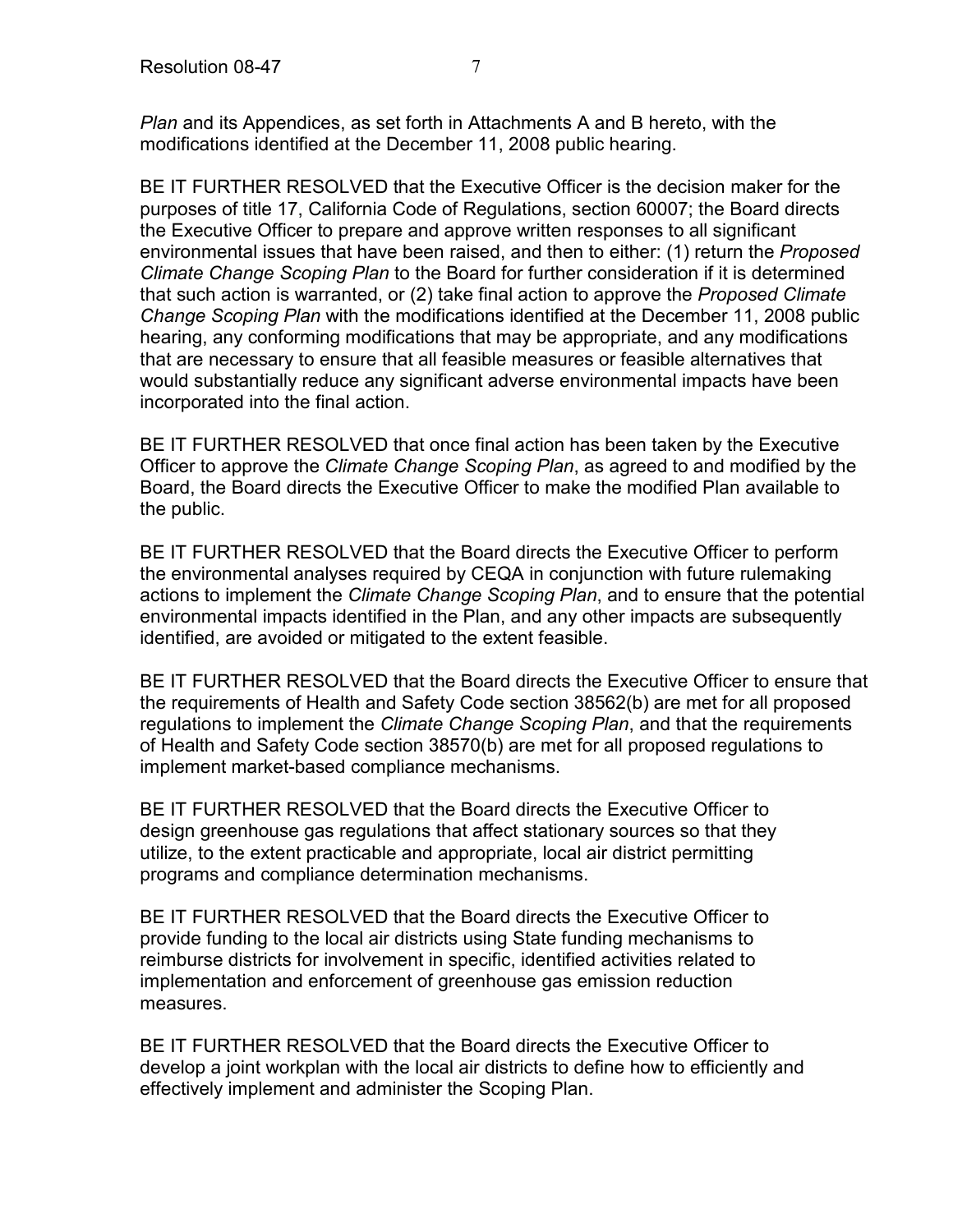*Plan* and its Appendices, as set forth in Attachments A and B hereto, with the modifications identified at the December 11, 2008 public hearing.

BE IT FURTHER RESOLVED that the Executive Officer is the decision maker for the purposes of title 17, California Code of Regulations, section 60007; the Board directs the Executive Officer to prepare and approve written responses to all significant environmental issues that have been raised, and then to either: (1) return the *Proposed Climate Change Scoping Plan* to the Board for further consideration if it is determined that such action is warranted, or (2) take final action to approve the *Proposed Climate Change Scoping Plan* with the modifications identified at the December 11, 2008 public hearing, any conforming modifications that may be appropriate, and any modifications that are necessary to ensure that all feasible measures or feasible alternatives that would substantially reduce any significant adverse environmental impacts have been incorporated into the final action.

BE IT FURTHER RESOLVED that once final action has been taken by the Executive Officer to approve the *Climate Change Scoping Plan*, as agreed to and modified by the Board, the Board directs the Executive Officer to make the modified Plan available to the public.

BE IT FURTHER RESOLVED that the Board directs the Executive Officer to perform the environmental analyses required by CEQA in conjunction with future rulemaking actions to implement the *Climate Change Scoping Plan*, and to ensure that the potential environmental impacts identified in the Plan, and any other impacts are subsequently identified, are avoided or mitigated to the extent feasible.

BE IT FURTHER RESOLVED that the Board directs the Executive Officer to ensure that the requirements of Health and Safety Code section 38562(b) are met for all proposed regulations to implement the *Climate Change Scoping Plan*, and that the requirements of Health and Safety Code section 38570(b) are met for all proposed regulations to implement market-based compliance mechanisms.

BE IT FURTHER RESOLVED that the Board directs the Executive Officer to design greenhouse gas regulations that affect stationary sources so that they utilize, to the extent practicable and appropriate, local air district permitting programs and compliance determination mechanisms.

BE IT FURTHER RESOLVED that the Board directs the Executive Officer to provide funding to the local air districts using State funding mechanisms to reimburse districts for involvement in specific, identified activities related to implementation and enforcement of greenhouse gas emission reduction measures.

BE IT FURTHER RESOLVED that the Board directs the Executive Officer to develop a joint workplan with the local air districts to define how to efficiently and effectively implement and administer the Scoping Plan.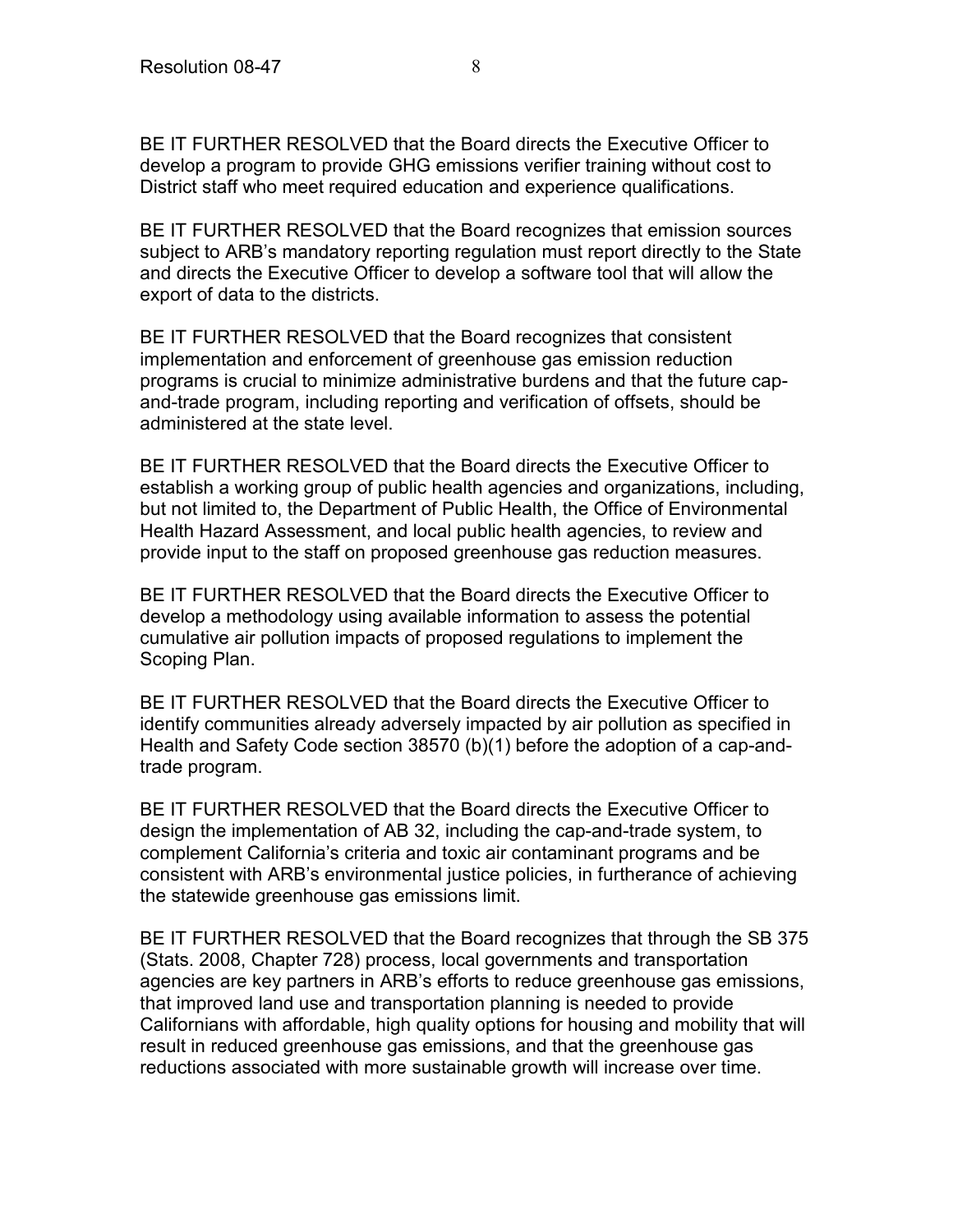BE IT FURTHER RESOLVED that the Board directs the Executive Officer to develop a program to provide GHG emissions verifier training without cost to District staff who meet required education and experience qualifications.

BE IT FURTHER RESOLVED that the Board recognizes that emission sources subject to ARB's mandatory reporting regulation must report directly to the State and directs the Executive Officer to develop a software tool that will allow the export of data to the districts.

BE IT FURTHER RESOLVED that the Board recognizes that consistent implementation and enforcement of greenhouse gas emission reduction programs is crucial to minimize administrative burdens and that the future cap-and-trade program, including reporting and verification of offsets, should be administered at the state level.

BE IT FURTHER RESOLVED that the Board directs the Executive Officer to establish a working group of public health agencies and organizations, including, but not limited to, the Department of Public Health, the Office of Environmental Health Hazard Assessment, and local public health agencies, to review and provide input to the staff on proposed greenhouse gas reduction measures.

BE IT FURTHER RESOLVED that the Board directs the Executive Officer to develop a methodology using available information to assess the potential cumulative air pollution impacts of proposed regulations to implement the Scoping Plan.

BE IT FURTHER RESOLVED that the Board directs the Executive Officer to identify communities already adversely impacted by air pollution as specified in Health and Safety Code section 38570 (b)(1) before the adoption of a cap-and-trade program.

BE IT FURTHER RESOLVED that the Board directs the Executive Officer to design the implementation of AB 32, including the cap-and-trade system, to complement California's criteria and toxic air contaminant programs and be consistent with ARB's environmental justice policies, in furtherance of achieving the statewide greenhouse gas emissions limit.

BE IT FURTHER RESOLVED that the Board recognizes that through the SB 375 (Stats. 2008, Chapter 728) process, local governments and transportation agencies are key partners in ARB's efforts to reduce greenhouse gas emissions, that improved land use and transportation planning is needed to provide Californians with affordable, high quality options for housing and mobility that will result in reduced greenhouse gas emissions, and that the greenhouse gas reductions associated with more sustainable growth will increase over time.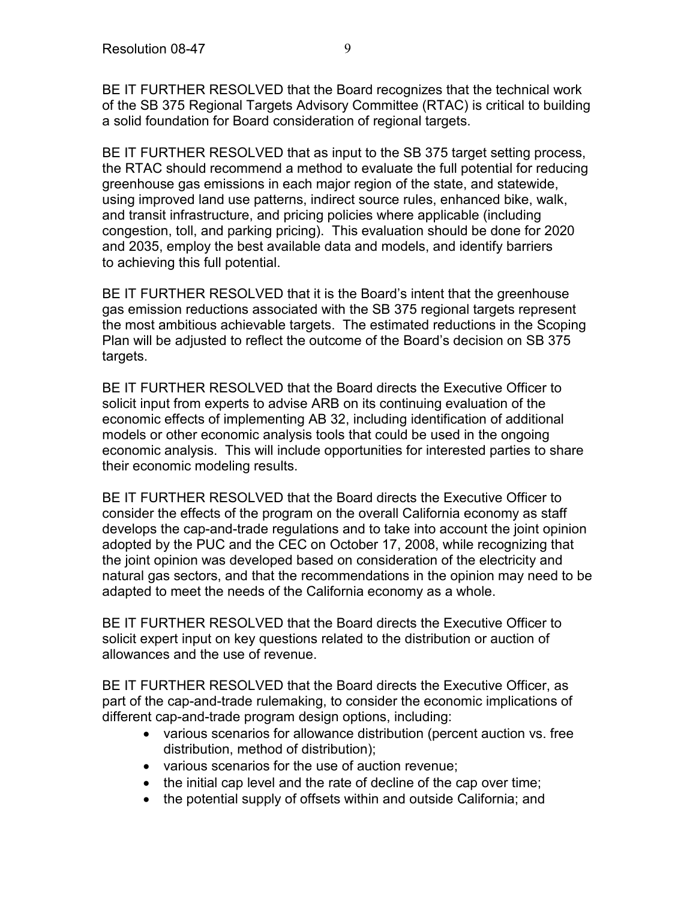BE IT FURTHER RESOLVED that the Board recognizes that the technical work of the SB 375 Regional Targets Advisory Committee (RTAC) is critical to building a solid foundation for Board consideration of regional targets.

BE IT FURTHER RESOLVED that as input to the SB 375 target setting process, the RTAC should recommend a method to evaluate the full potential for reducing greenhouse gas emissions in each major region of the state, and statewide, using improved land use patterns, indirect source rules, enhanced bike, walk, and transit infrastructure, and pricing policies where applicable (including congestion, toll, and parking pricing). This evaluation should be done for 2020 and 2035, employ the best available data and models, and identify barriers to achieving this full potential.

BE IT FURTHER RESOLVED that it is the Board's intent that the greenhouse gas emission reductions associated with the SB 375 regional targets represent the most ambitious achievable targets. The estimated reductions in the Scoping Plan will be adjusted to reflect the outcome of the Board's decision on SB 375 targets.

BE IT FURTHER RESOLVED that the Board directs the Executive Officer to solicit input from experts to advise ARB on its continuing evaluation of the economic effects of implementing AB 32, including identification of additional models or other economic analysis tools that could be used in the ongoing economic analysis. This will include opportunities for interested parties to share their economic modeling results.

BE IT FURTHER RESOLVED that the Board directs the Executive Officer to consider the effects of the program on the overall California economy as staff develops the cap-and-trade regulations and to take into account the joint opinion adopted by the PUC and the CEC on October 17, 2008, while recognizing that the joint opinion was developed based on consideration of the electricity and natural gas sectors, and that the recommendations in the opinion may need to be adapted to meet the needs of the California economy as a whole.

BE IT FURTHER RESOLVED that the Board directs the Executive Officer to solicit expert input on key questions related to the distribution or auction of allowances and the use of revenue.

BE IT FURTHER RESOLVED that the Board directs the Executive Officer, as part of the cap-and-trade rulemaking, to consider the economic implications of different cap-and-trade program design options, including:

- various scenarios for allowance distribution (percent auction vs. free distribution, method of distribution);
- various scenarios for the use of auction revenue;
- the initial cap level and the rate of decline of the cap over time;
- the potential supply of offsets within and outside California; and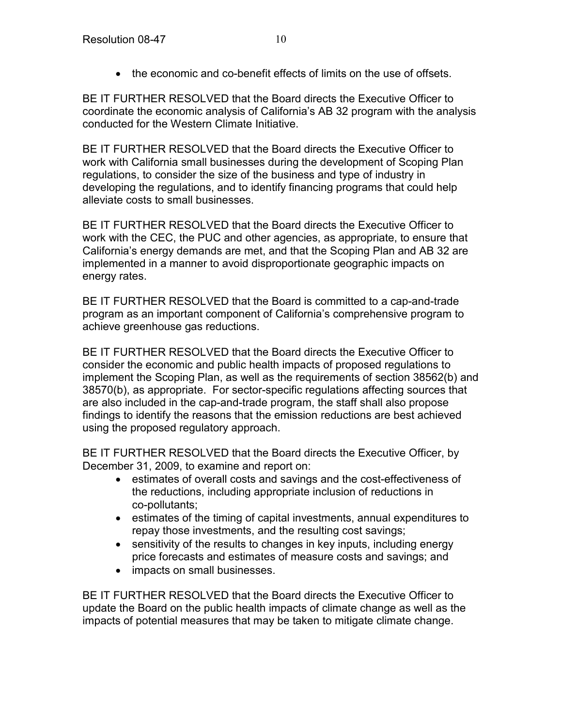- the economic and co-benefit effects of limits on the use of offsets.

BE IT FURTHER RESOLVED that the Board directs the Executive Officer to coordinate the economic analysis of California's AB 32 program with the analysis conducted for the Western Climate Initiative.

BE IT FURTHER RESOLVED that the Board directs the Executive Officer to work with California small businesses during the development of Scoping Plan regulations, to consider the size of the business and type of industry in developing the regulations, and to identify financing programs that could help alleviate costs to small businesses.

BE IT FURTHER RESOLVED that the Board directs the Executive Officer to work with the CEC, the PUC and other agencies, as appropriate, to ensure that California's energy demands are met, and that the Scoping Plan and AB 32 are implemented in a manner to avoid disproportionate geographic impacts on energy rates.

BE IT FURTHER RESOLVED that the Board is committed to a cap-and-trade program as an important component of California's comprehensive program to achieve greenhouse gas reductions.

BE IT FURTHER RESOLVED that the Board directs the Executive Officer to consider the economic and public health impacts of proposed regulations to implement the Scoping Plan, as well as the requirements of section 38562(b) and 38570(b), as appropriate. For sector-specific regulations affecting sources that are also included in the cap-and-trade program, the staff shall also propose findings to identify the reasons that the emission reductions are best achieved using the proposed regulatory approach.

BE IT FURTHER RESOLVED that the Board directs the Executive Officer, by December 31, 2009, to examine and report on:

- estimates of overall costs and savings and the cost-effectiveness of the reductions, including appropriate inclusion of reductions in co-pollutants;
- estimates of the timing of capital investments, annual expenditures to repay those investments, and the resulting cost savings;
- sensitivity of the results to changes in key inputs, including energy price forecasts and estimates of measure costs and savings; and
- impacts on small businesses.

BE IT FURTHER RESOLVED that the Board directs the Executive Officer to update the Board on the public health impacts of climate change as well as the impacts of potential measures that may be taken to mitigate climate change.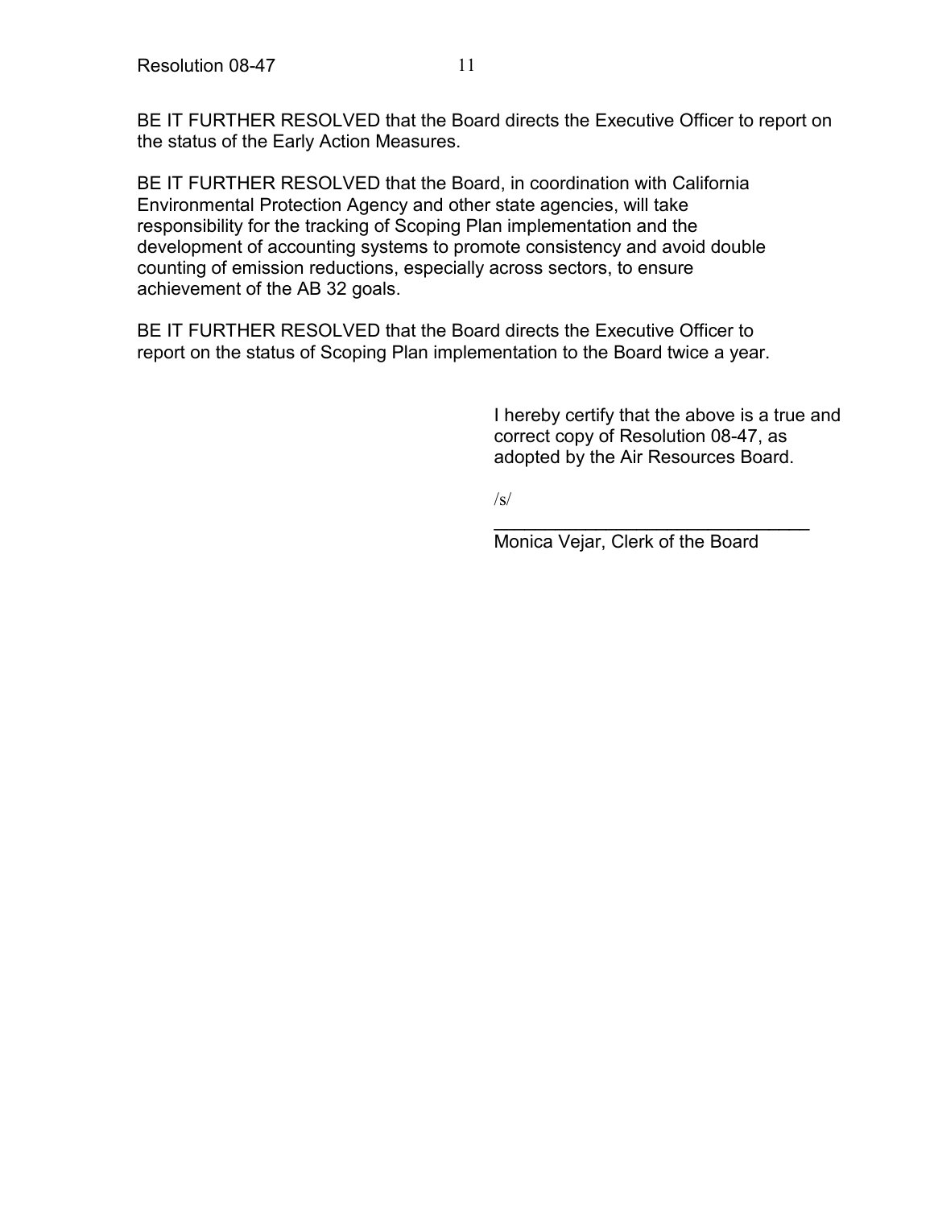BE IT FURTHER RESOLVED that the Board directs the Executive Officer to report on the status of the Early Action Measures.

BE IT FURTHER RESOLVED that the Board, in coordination with California Environmental Protection Agency and other state agencies, will take responsibility for the tracking of Scoping Plan implementation and the development of accounting systems to promote consistency and avoid double counting of emission reductions, especially across sectors, to ensure achievement of the AB 32 goals.

BE IT FURTHER RESOLVED that the Board directs the Executive Officer to report on the status of Scoping Plan implementation to the Board twice a year.

I hereby certify that the above is a true and correct copy of Resolution 08-47, as adopted by the Air Resources Board.

/s/

\_\_\_\_\_\_\_\_\_\_\_\_\_\_\_\_\_\_\_\_\_\_\_\_\_\_\_\_\_\_\_\_

Monica Vejar, Clerk of the Board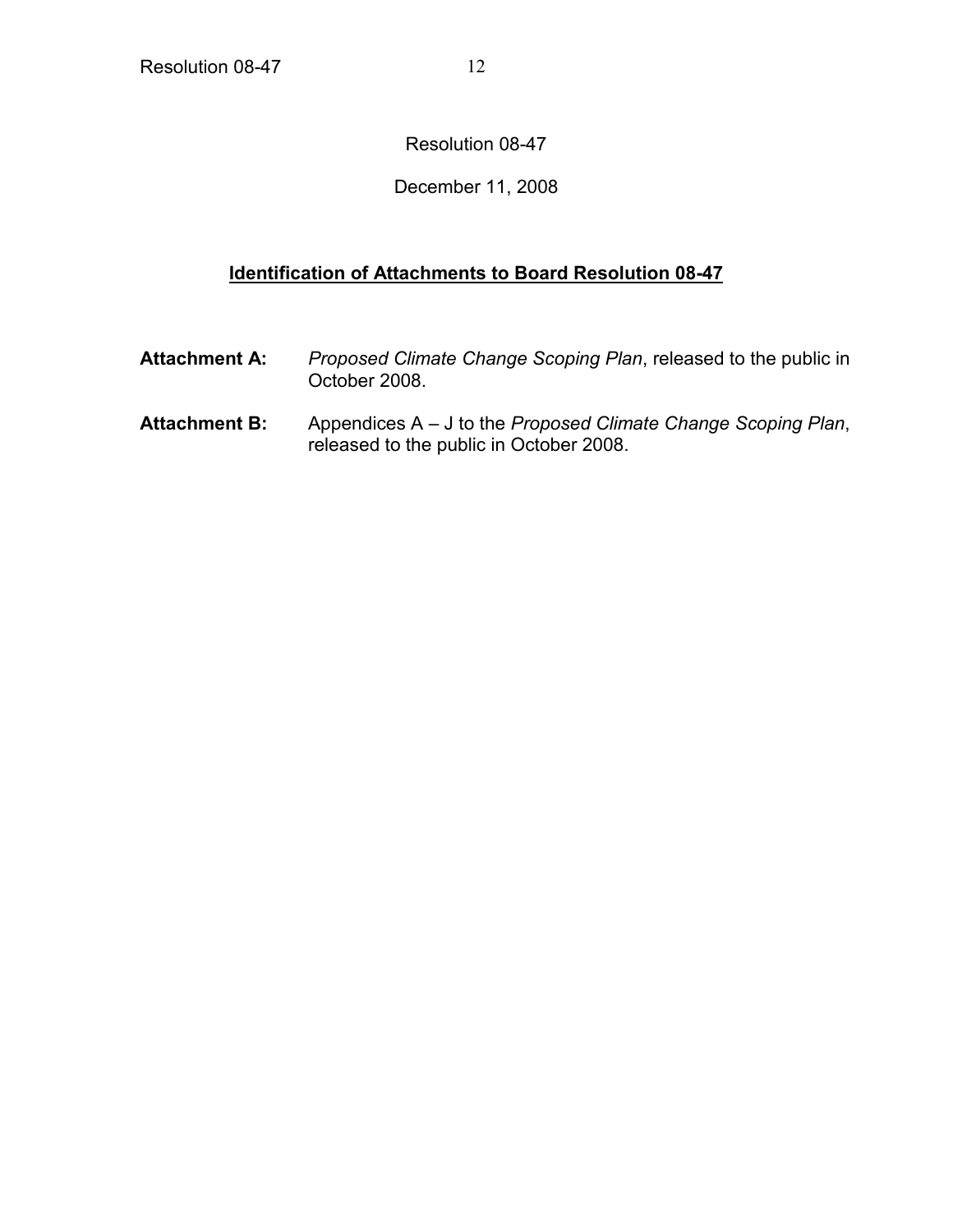Resolution 08-47

December 11, 2008

## Identification of Attachments to Board Resolution 08-47

**Attachment A:** *Proposed Climate Change Scoping Plan*, released to the public in October 2008.

**Attachment B:** Appendices A – J to the *Proposed Climate Change Scoping Plan*, released to the public in October 2008.